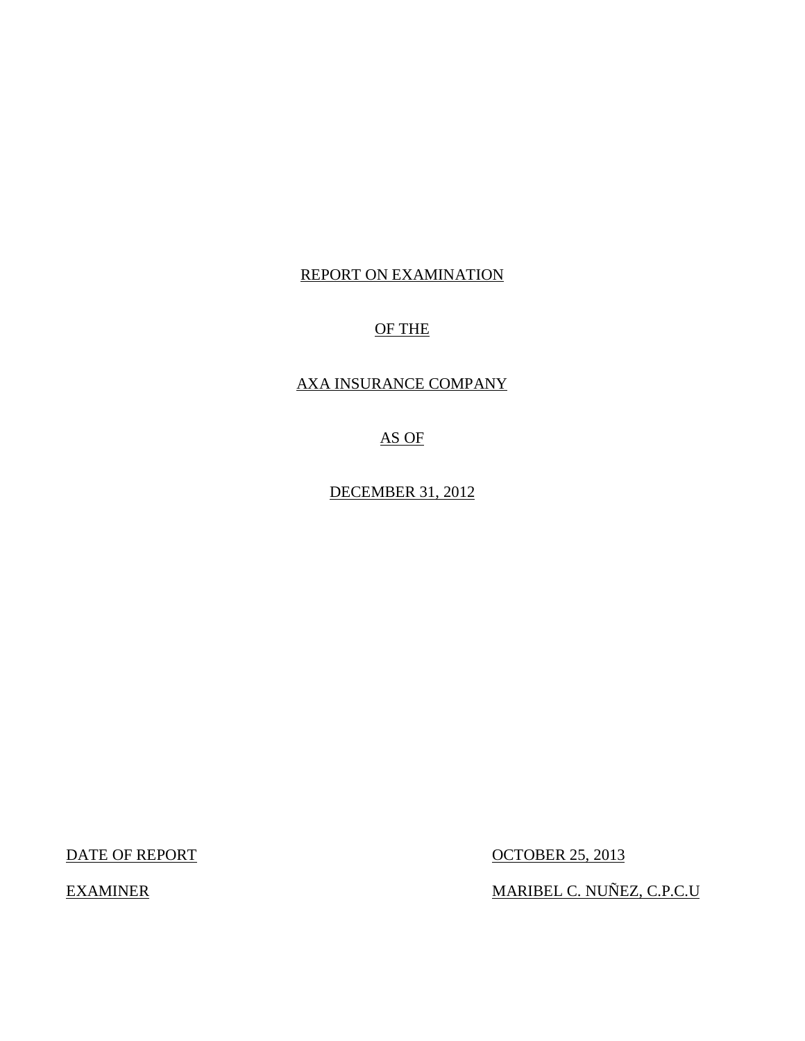REPORT ON EXAMINATION

OF THE

AXA INSURANCE COMPANY

AS OF

DECEMBER 31, 2012

| DATE OF REPORT | OCTOBER 25, 2013 |
| --- | --- |
| EXAMINER | MARIBEL C. NUÑEZ, C.P.C.U |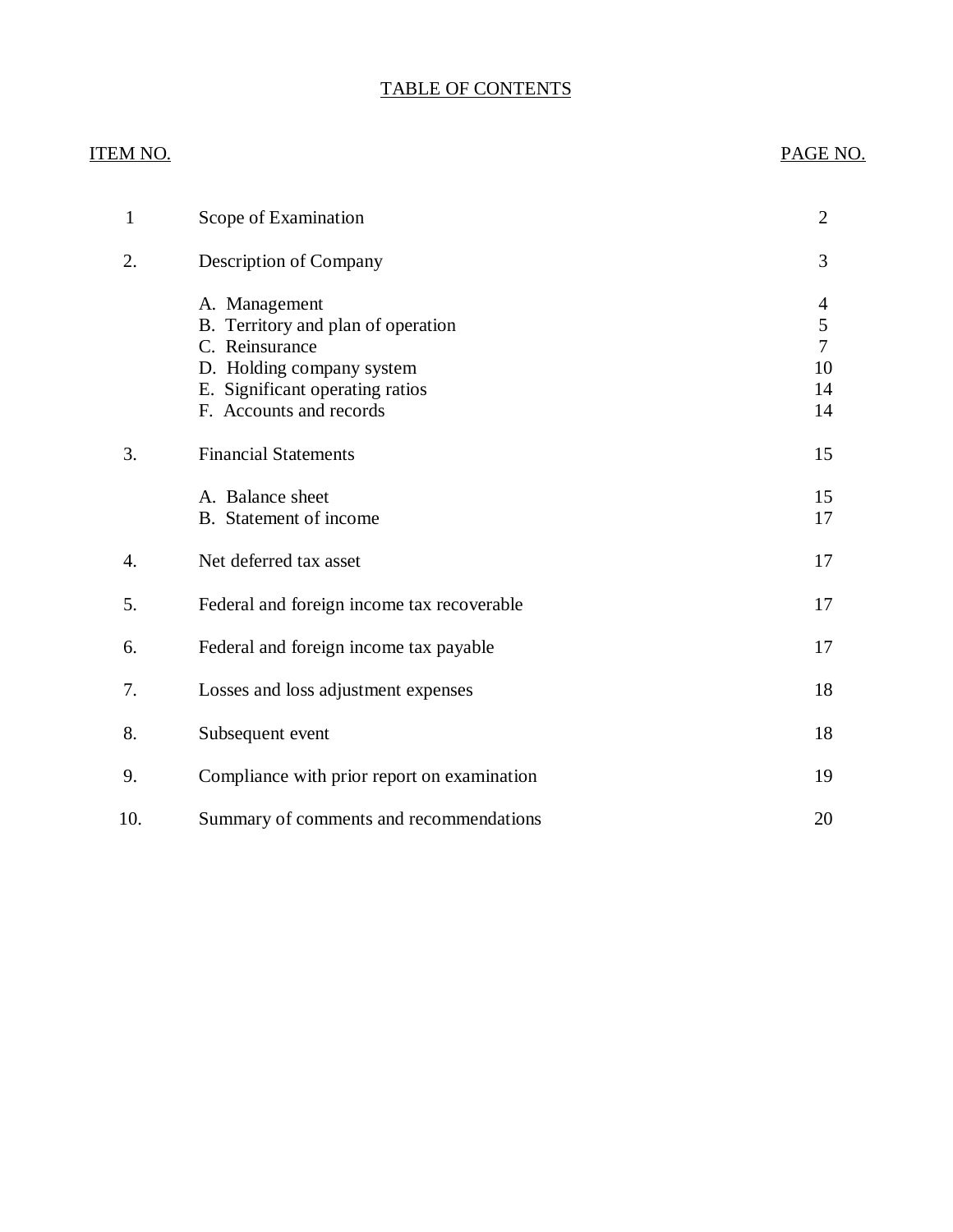# TABLE OF CONTENTS

| ITEM NO. | | PAGE NO. |
|---|---|---|
| 1 | Scope of Examination | 2 |
| 2. | Description of Company | 3 |
| | A. Management | 4 |
| | B. Territory and plan of operation | 5 |
| | C. Reinsurance | 7 |
| | D. Holding company system | 10 |
| | E. Significant operating ratios | 14 |
| | F. Accounts and records | 14 |
| 3. | Financial Statements | 15 |
| | A. Balance sheet | 15 |
| | B. Statement of income | 17 |
| 4. | Net deferred tax asset | 17 |
| 5. | Federal and foreign income tax recoverable | 17 |
| 6. | Federal and foreign income tax payable | 17 |
| 7. | Losses and loss adjustment expenses | 18 |
| 8. | Subsequent event | 18 |
| 9. | Compliance with prior report on examination | 19 |
| 10. | Summary of comments and recommendations | 20 |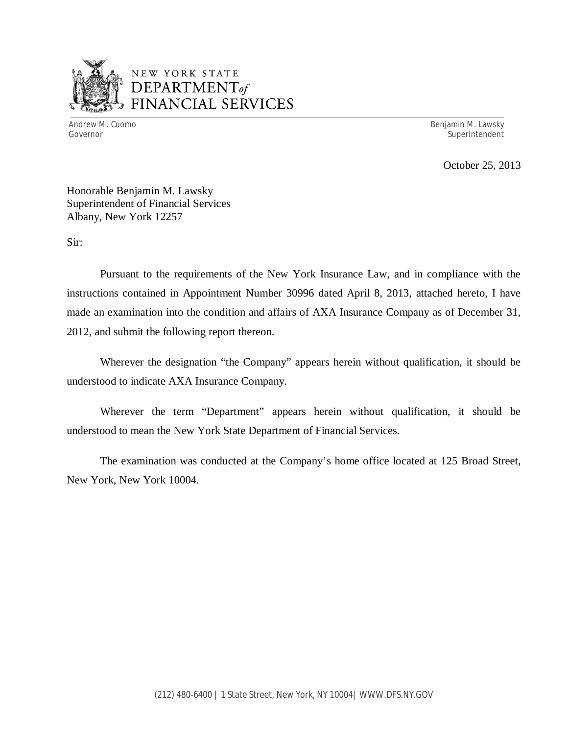NEW YORK STATE
DEPARTMENT *of*
FINANCIAL SERVICES

Andrew M. Cuomo
Governor

Benjamin M. Lawsky
Superintendent

October 25, 2013

Honorable Benjamin M. Lawsky
Superintendent of Financial Services
Albany, New York 12257

Sir:

Pursuant to the requirements of the New York Insurance Law, and in compliance with the instructions contained in Appointment Number 30996 dated April 8, 2013, attached hereto, I have made an examination into the condition and affairs of AXA Insurance Company as of December 31, 2012, and submit the following report thereon.

Wherever the designation "the Company" appears herein without qualification, it should be understood to indicate AXA Insurance Company.

Wherever the term "Department" appears herein without qualification, it should be understood to mean the New York State Department of Financial Services.

The examination was conducted at the Company's home office located at 125 Broad Street, New York, New York 10004.

(212) 480-6400 | 1 State Street, New York, NY 10004| WWW.DFS.NY.GOV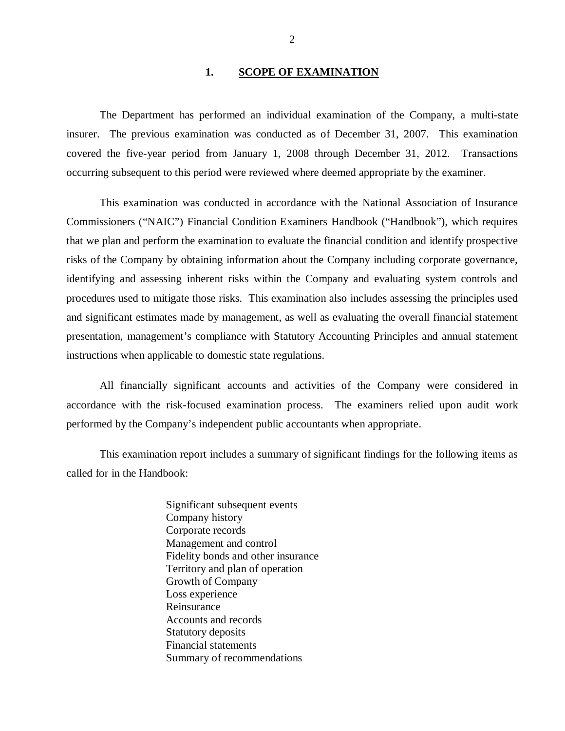## 1. SCOPE OF EXAMINATION

The Department has performed an individual examination of the Company, a multi-state insurer. The previous examination was conducted as of December 31, 2007. This examination covered the five-year period from January 1, 2008 through December 31, 2012. Transactions occurring subsequent to this period were reviewed where deemed appropriate by the examiner.

This examination was conducted in accordance with the National Association of Insurance Commissioners ("NAIC") Financial Condition Examiners Handbook ("Handbook"), which requires that we plan and perform the examination to evaluate the financial condition and identify prospective risks of the Company by obtaining information about the Company including corporate governance, identifying and assessing inherent risks within the Company and evaluating system controls and procedures used to mitigate those risks. This examination also includes assessing the principles used and significant estimates made by management, as well as evaluating the overall financial statement presentation, management's compliance with Statutory Accounting Principles and annual statement instructions when applicable to domestic state regulations.

All financially significant accounts and activities of the Company were considered in accordance with the risk-focused examination process. The examiners relied upon audit work performed by the Company's independent public accountants when appropriate.

This examination report includes a summary of significant findings for the following items as called for in the Handbook:

- Significant subsequent events
- Company history
- Corporate records
- Management and control
- Fidelity bonds and other insurance
- Territory and plan of operation
- Growth of Company
- Loss experience
- Reinsurance
- Accounts and records
- Statutory deposits
- Financial statements
- Summary of recommendations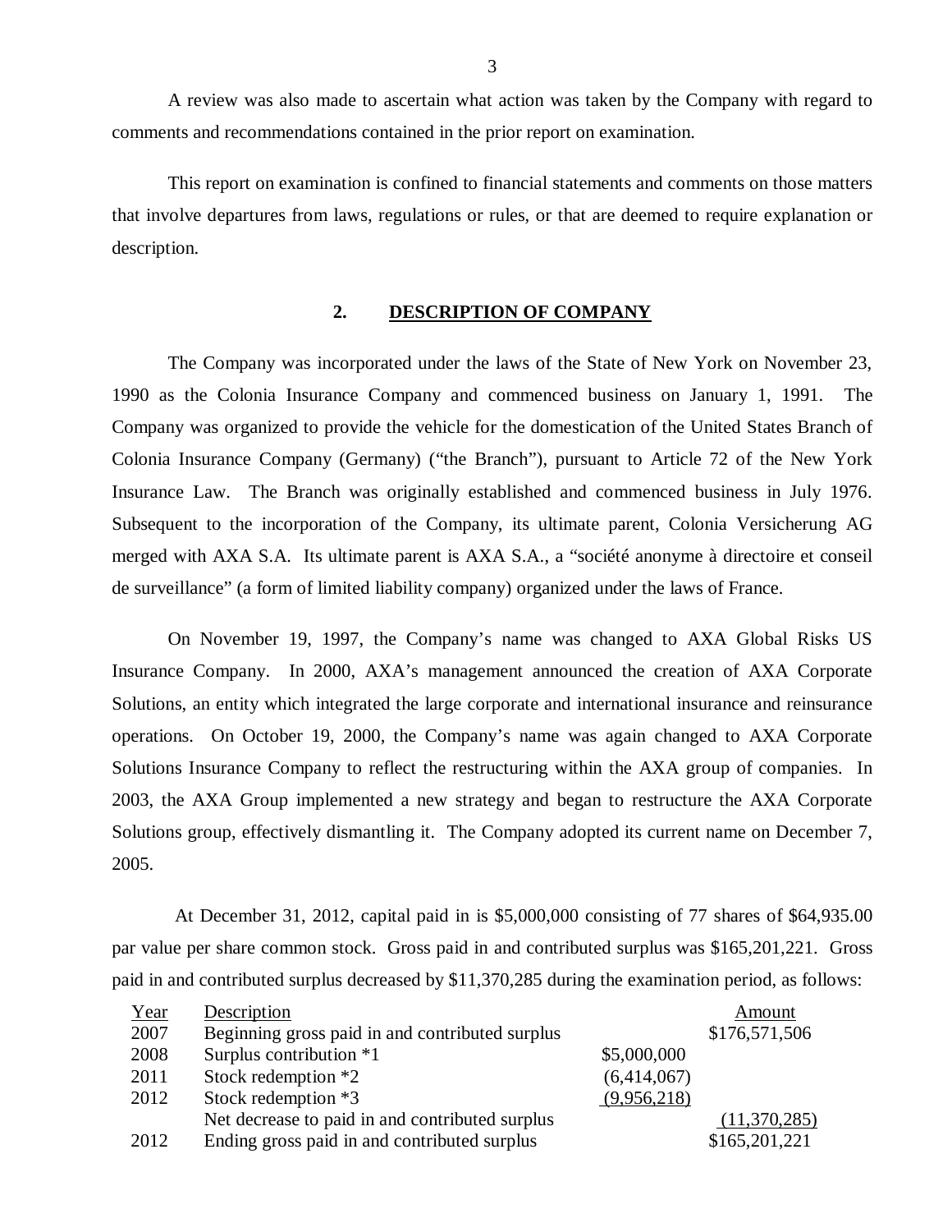A review was also made to ascertain what action was taken by the Company with regard to comments and recommendations contained in the prior report on examination.

This report on examination is confined to financial statements and comments on those matters that involve departures from laws, regulations or rules, or that are deemed to require explanation or description.

## 2. DESCRIPTION OF COMPANY

The Company was incorporated under the laws of the State of New York on November 23, 1990 as the Colonia Insurance Company and commenced business on January 1, 1991. The Company was organized to provide the vehicle for the domestication of the United States Branch of Colonia Insurance Company (Germany) ("the Branch"), pursuant to Article 72 of the New York Insurance Law. The Branch was originally established and commenced business in July 1976. Subsequent to the incorporation of the Company, its ultimate parent, Colonia Versicherung AG merged with AXA S.A. Its ultimate parent is AXA S.A., a "société anonyme à directoire et conseil de surveillance" (a form of limited liability company) organized under the laws of France.

On November 19, 1997, the Company's name was changed to AXA Global Risks US Insurance Company. In 2000, AXA's management announced the creation of AXA Corporate Solutions, an entity which integrated the large corporate and international insurance and reinsurance operations. On October 19, 2000, the Company's name was again changed to AXA Corporate Solutions Insurance Company to reflect the restructuring within the AXA group of companies. In 2003, the AXA Group implemented a new strategy and began to restructure the AXA Corporate Solutions group, effectively dismantling it. The Company adopted its current name on December 7, 2005.

At December 31, 2012, capital paid in is $5,000,000 consisting of 77 shares of $64,935.00 par value per share common stock. Gross paid in and contributed surplus was $165,201,221. Gross paid in and contributed surplus decreased by $11,370,285 during the examination period, as follows:

| Year | Description | | Amount |
|---|---|---|---|
| 2007 | Beginning gross paid in and contributed surplus | | $176,571,506 |
| 2008 | Surplus contribution *1 | $5,000,000 | |
| 2011 | Stock redemption *2 | (6,414,067) | |
| 2012 | Stock redemption *3 | (9,956,218) | |
| | Net decrease to paid in and contributed surplus | | (11,370,285) |
| 2012 | Ending gross paid in and contributed surplus | | $165,201,221 |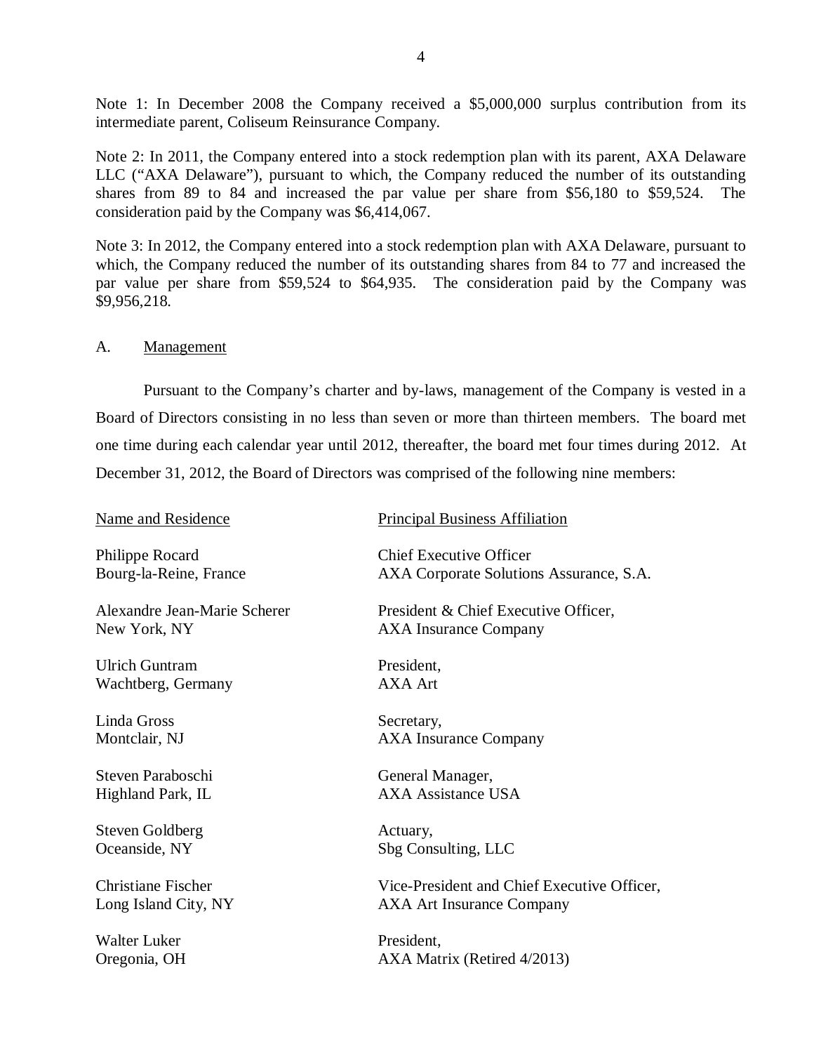Note 1: In December 2008 the Company received a $5,000,000 surplus contribution from its intermediate parent, Coliseum Reinsurance Company.

Note 2: In 2011, the Company entered into a stock redemption plan with its parent, AXA Delaware LLC ("AXA Delaware"), pursuant to which, the Company reduced the number of its outstanding shares from 89 to 84 and increased the par value per share from $56,180 to $59,524. The consideration paid by the Company was $6,414,067.

Note 3: In 2012, the Company entered into a stock redemption plan with AXA Delaware, pursuant to which, the Company reduced the number of its outstanding shares from 84 to 77 and increased the par value per share from $59,524 to $64,935. The consideration paid by the Company was $9,956,218.

## A. Management

Pursuant to the Company's charter and by-laws, management of the Company is vested in a Board of Directors consisting in no less than seven or more than thirteen members. The board met one time during each calendar year until 2012, thereafter, the board met four times during 2012. At December 31, 2012, the Board of Directors was comprised of the following nine members:

| Name and Residence | Principal Business Affiliation |
|---|---|
| Philippe Rocard<br>Bourg-la-Reine, France | Chief Executive Officer<br>AXA Corporate Solutions Assurance, S.A. |
| Alexandre Jean-Marie Scherer<br>New York, NY | President & Chief Executive Officer,<br>AXA Insurance Company |
| Ulrich Guntram<br>Wachtberg, Germany | President,<br>AXA Art |
| Linda Gross<br>Montclair, NJ | Secretary,<br>AXA Insurance Company |
| Steven Paraboschi<br>Highland Park, IL | General Manager,<br>AXA Assistance USA |
| Steven Goldberg<br>Oceanside, NY | Actuary,<br>Sbg Consulting, LLC |
| Christiane Fischer<br>Long Island City, NY | Vice-President and Chief Executive Officer,<br>AXA Art Insurance Company |
| Walter Luker<br>Oregonia, OH | President,<br>AXA Matrix (Retired 4/2013) |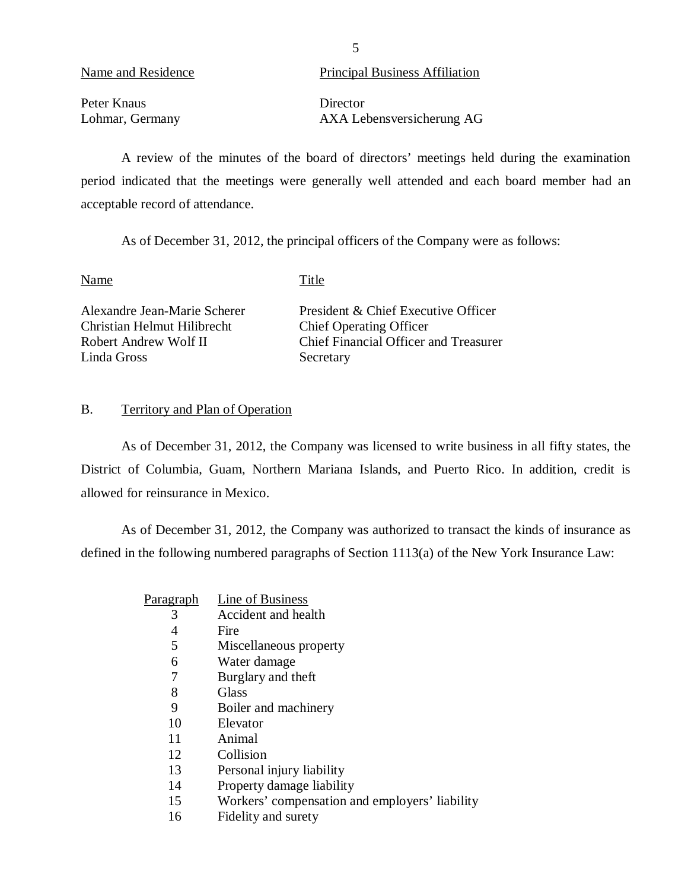| Name and Residence | Principal Business Affiliation |
|---|---|
| Peter Knaus<br>Lohmar, Germany | Director<br>AXA Lebensversicherung AG |

A review of the minutes of the board of directors' meetings held during the examination period indicated that the meetings were generally well attended and each board member had an acceptable record of attendance.

As of December 31, 2012, the principal officers of the Company were as follows:

| Name | Title |
|---|---|
| Alexandre Jean-Marie Scherer | President & Chief Executive Officer |
| Christian Helmut Hilibrecht | Chief Operating Officer |
| Robert Andrew Wolf II | Chief Financial Officer and Treasurer |
| Linda Gross | Secretary |

## B. Territory and Plan of Operation

As of December 31, 2012, the Company was licensed to write business in all fifty states, the District of Columbia, Guam, Northern Mariana Islands, and Puerto Rico. In addition, credit is allowed for reinsurance in Mexico.

As of December 31, 2012, the Company was authorized to transact the kinds of insurance as defined in the following numbered paragraphs of Section 1113(a) of the New York Insurance Law:

| Paragraph | Line of Business |
|---|---|
| 3 | Accident and health |
| 4 | Fire |
| 5 | Miscellaneous property |
| 6 | Water damage |
| 7 | Burglary and theft |
| 8 | Glass |
| 9 | Boiler and machinery |
| 10 | Elevator |
| 11 | Animal |
| 12 | Collision |
| 13 | Personal injury liability |
| 14 | Property damage liability |
| 15 | Workers' compensation and employers' liability |
| 16 | Fidelity and surety |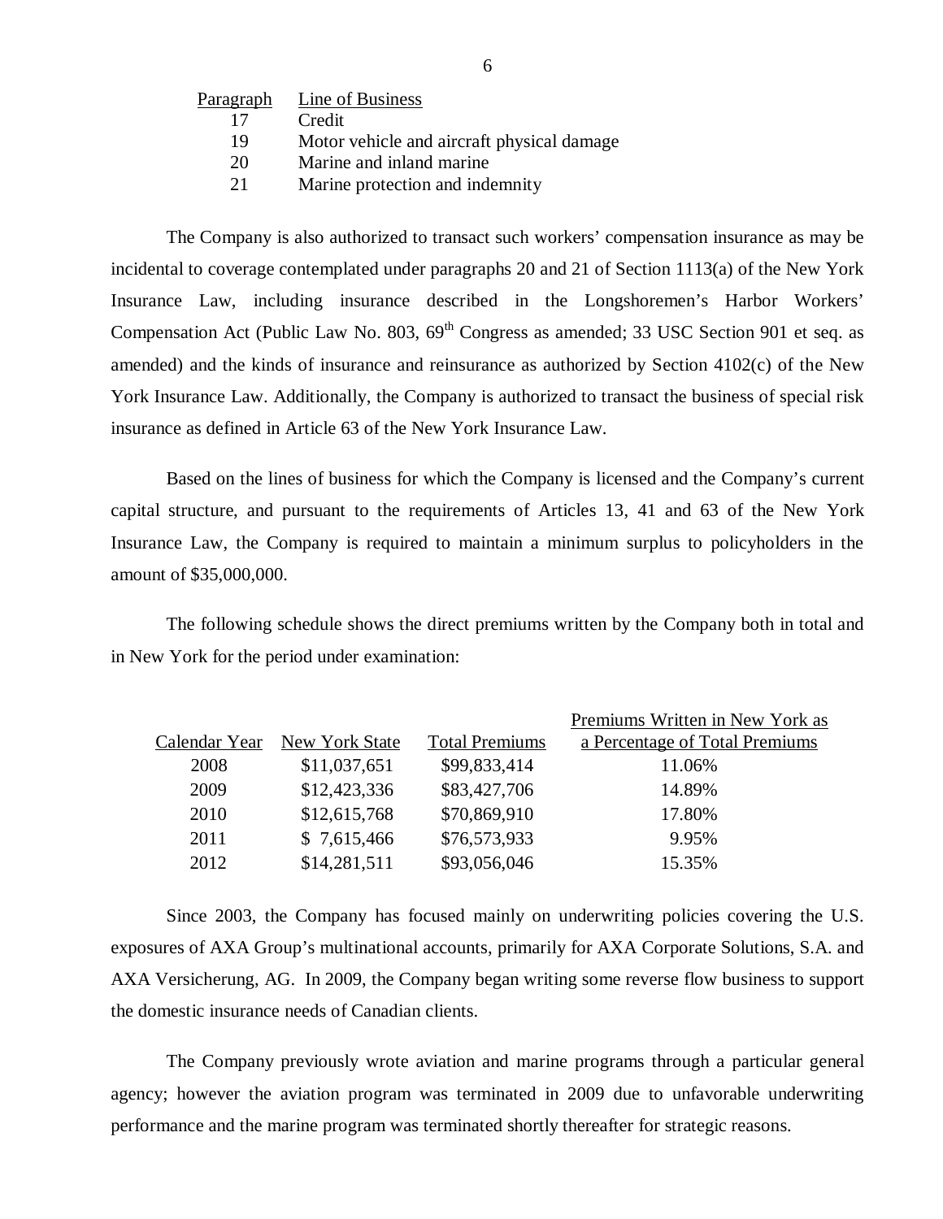| Paragraph | Line of Business |
|---|---|
| 17 | Credit |
| 19 | Motor vehicle and aircraft physical damage |
| 20 | Marine and inland marine |
| 21 | Marine protection and indemnity |

The Company is also authorized to transact such workers' compensation insurance as may be incidental to coverage contemplated under paragraphs 20 and 21 of Section 1113(a) of the New York Insurance Law, including insurance described in the Longshoremen's Harbor Workers' Compensation Act (Public Law No. 803, 69th Congress as amended; 33 USC Section 901 et seq. as amended) and the kinds of insurance and reinsurance as authorized by Section 4102(c) of the New York Insurance Law. Additionally, the Company is authorized to transact the business of special risk insurance as defined in Article 63 of the New York Insurance Law.

Based on the lines of business for which the Company is licensed and the Company's current capital structure, and pursuant to the requirements of Articles 13, 41 and 63 of the New York Insurance Law, the Company is required to maintain a minimum surplus to policyholders in the amount of $35,000,000.

The following schedule shows the direct premiums written by the Company both in total and in New York for the period under examination:

| Calendar Year | New York State | Total Premiums | Premiums Written in New York as a Percentage of Total Premiums |
|---|---|---|---|
| 2008 | $11,037,651 | $99,833,414 | 11.06% |
| 2009 | $12,423,336 | $83,427,706 | 14.89% |
| 2010 | $12,615,768 | $70,869,910 | 17.80% |
| 2011 | $ 7,615,466 | $76,573,933 | 9.95% |
| 2012 | $14,281,511 | $93,056,046 | 15.35% |

Since 2003, the Company has focused mainly on underwriting policies covering the U.S. exposures of AXA Group's multinational accounts, primarily for AXA Corporate Solutions, S.A. and AXA Versicherung, AG. In 2009, the Company began writing some reverse flow business to support the domestic insurance needs of Canadian clients.

The Company previously wrote aviation and marine programs through a particular general agency; however the aviation program was terminated in 2009 due to unfavorable underwriting performance and the marine program was terminated shortly thereafter for strategic reasons.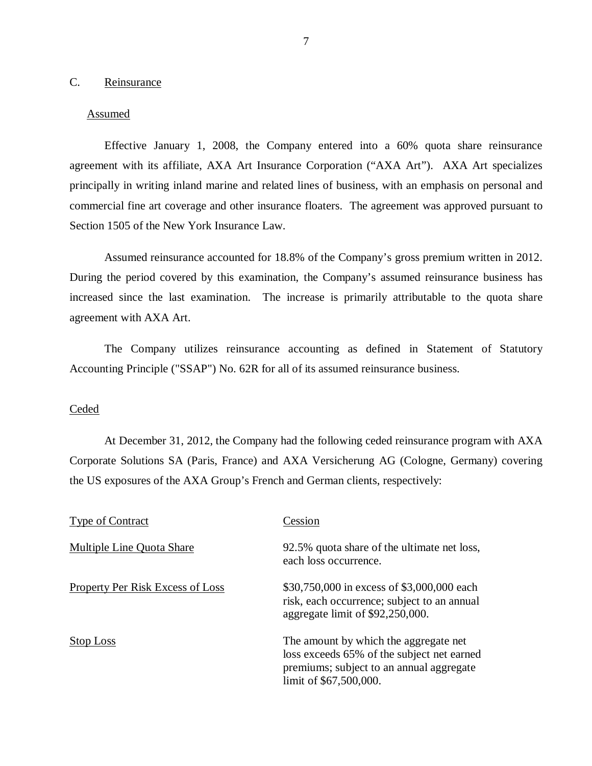## C. Reinsurance

### Assumed

Effective January 1, 2008, the Company entered into a 60% quota share reinsurance agreement with its affiliate, AXA Art Insurance Corporation ("AXA Art"). AXA Art specializes principally in writing inland marine and related lines of business, with an emphasis on personal and commercial fine art coverage and other insurance floaters. The agreement was approved pursuant to Section 1505 of the New York Insurance Law.

Assumed reinsurance accounted for 18.8% of the Company's gross premium written in 2012. During the period covered by this examination, the Company's assumed reinsurance business has increased since the last examination. The increase is primarily attributable to the quota share agreement with AXA Art.

The Company utilizes reinsurance accounting as defined in Statement of Statutory Accounting Principle ("SSAP") No. 62R for all of its assumed reinsurance business.

### Ceded

At December 31, 2012, the Company had the following ceded reinsurance program with AXA Corporate Solutions SA (Paris, France) and AXA Versicherung AG (Cologne, Germany) covering the US exposures of the AXA Group's French and German clients, respectively:

| Type of Contract | Cession |
|---|---|
| Multiple Line Quota Share | 92.5% quota share of the ultimate net loss, each loss occurrence. |
| Property Per Risk Excess of Loss | $30,750,000 in excess of $3,000,000 each risk, each occurrence; subject to an annual aggregate limit of $92,250,000. |
| Stop Loss | The amount by which the aggregate net loss exceeds 65% of the subject net earned premiums; subject to an annual aggregate limit of $67,500,000. |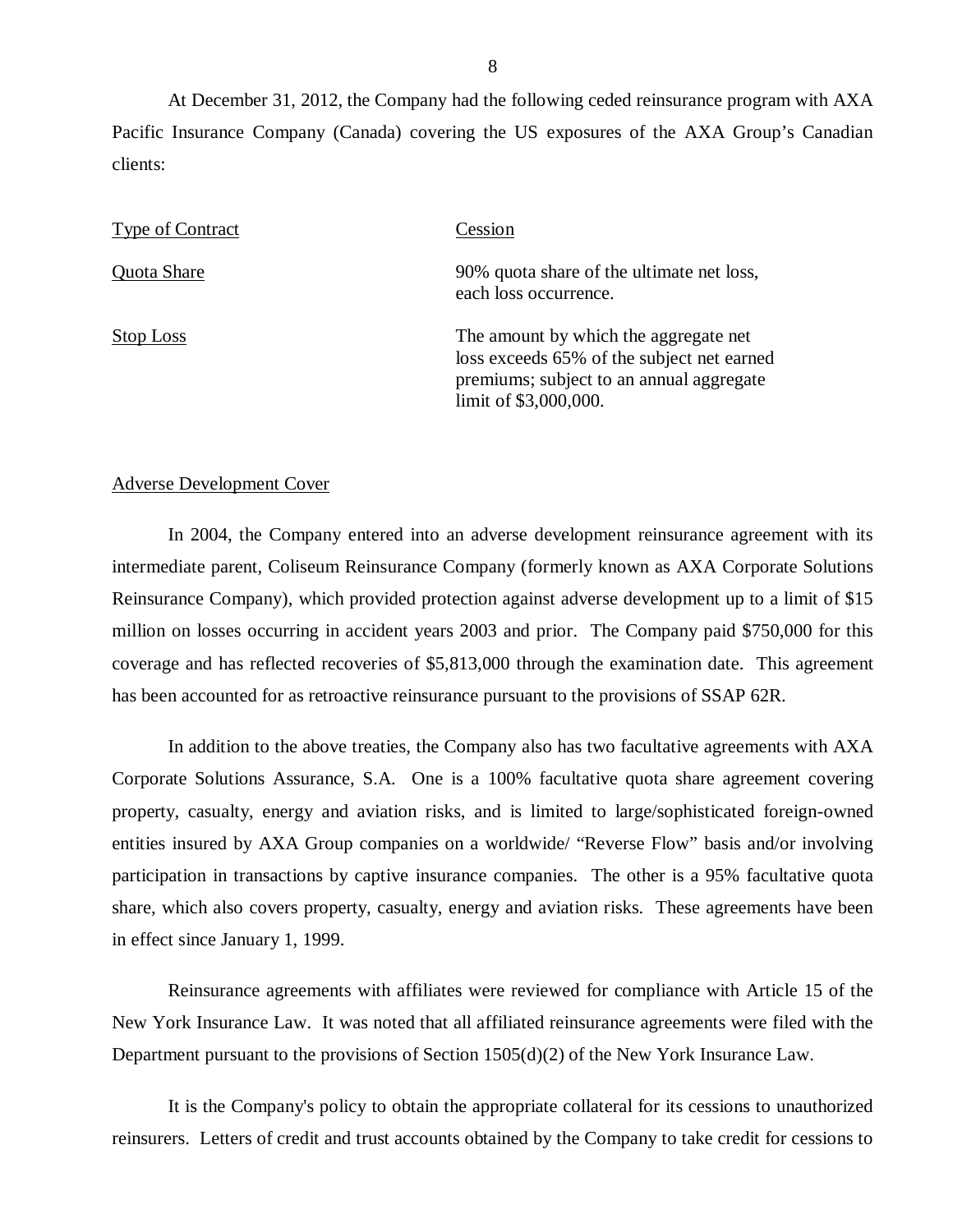At December 31, 2012, the Company had the following ceded reinsurance program with AXA Pacific Insurance Company (Canada) covering the US exposures of the AXA Group's Canadian clients:

| Type of Contract | Cession |
| --- | --- |
| Quota Share | 90% quota share of the ultimate net loss, each loss occurrence. |
| Stop Loss | The amount by which the aggregate net loss exceeds 65% of the subject net earned premiums; subject to an annual aggregate limit of $3,000,000. |

Adverse Development Cover

In 2004, the Company entered into an adverse development reinsurance agreement with its intermediate parent, Coliseum Reinsurance Company (formerly known as AXA Corporate Solutions Reinsurance Company), which provided protection against adverse development up to a limit of $15 million on losses occurring in accident years 2003 and prior. The Company paid $750,000 for this coverage and has reflected recoveries of $5,813,000 through the examination date. This agreement has been accounted for as retroactive reinsurance pursuant to the provisions of SSAP 62R.

In addition to the above treaties, the Company also has two facultative agreements with AXA Corporate Solutions Assurance, S.A. One is a 100% facultative quota share agreement covering property, casualty, energy and aviation risks, and is limited to large/sophisticated foreign-owned entities insured by AXA Group companies on a worldwide/ "Reverse Flow" basis and/or involving participation in transactions by captive insurance companies. The other is a 95% facultative quota share, which also covers property, casualty, energy and aviation risks. These agreements have been in effect since January 1, 1999.

Reinsurance agreements with affiliates were reviewed for compliance with Article 15 of the New York Insurance Law. It was noted that all affiliated reinsurance agreements were filed with the Department pursuant to the provisions of Section 1505(d)(2) of the New York Insurance Law.

It is the Company's policy to obtain the appropriate collateral for its cessions to unauthorized reinsurers. Letters of credit and trust accounts obtained by the Company to take credit for cessions to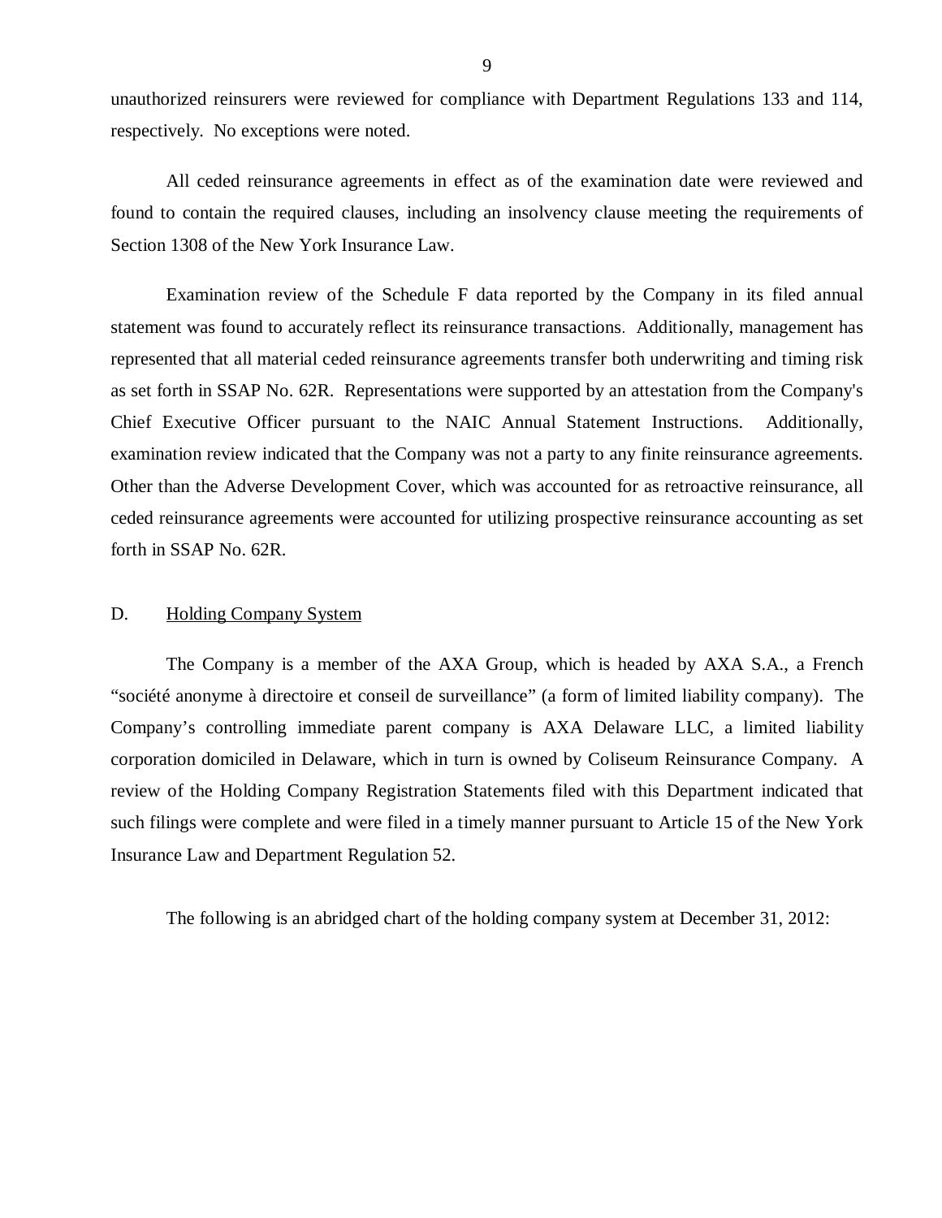unauthorized reinsurers were reviewed for compliance with Department Regulations 133 and 114, respectively. No exceptions were noted.

All ceded reinsurance agreements in effect as of the examination date were reviewed and found to contain the required clauses, including an insolvency clause meeting the requirements of Section 1308 of the New York Insurance Law.

Examination review of the Schedule F data reported by the Company in its filed annual statement was found to accurately reflect its reinsurance transactions. Additionally, management has represented that all material ceded reinsurance agreements transfer both underwriting and timing risk as set forth in SSAP No. 62R. Representations were supported by an attestation from the Company's Chief Executive Officer pursuant to the NAIC Annual Statement Instructions. Additionally, examination review indicated that the Company was not a party to any finite reinsurance agreements. Other than the Adverse Development Cover, which was accounted for as retroactive reinsurance, all ceded reinsurance agreements were accounted for utilizing prospective reinsurance accounting as set forth in SSAP No. 62R.

## D. Holding Company System

The Company is a member of the AXA Group, which is headed by AXA S.A., a French "société anonyme à directoire et conseil de surveillance" (a form of limited liability company). The Company's controlling immediate parent company is AXA Delaware LLC, a limited liability corporation domiciled in Delaware, which in turn is owned by Coliseum Reinsurance Company. A review of the Holding Company Registration Statements filed with this Department indicated that such filings were complete and were filed in a timely manner pursuant to Article 15 of the New York Insurance Law and Department Regulation 52.

The following is an abridged chart of the holding company system at December 31, 2012: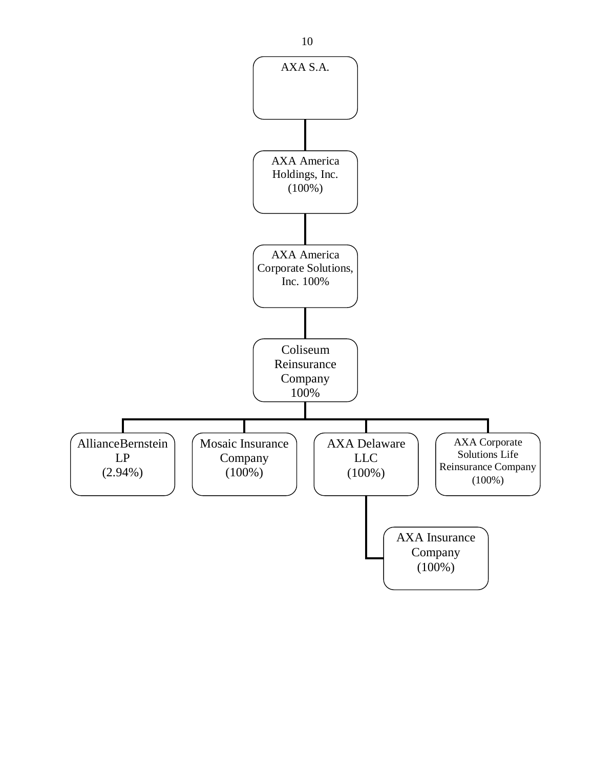- AXA S.A.
  - AXA America Holdings, Inc. (100%)
    - AXA America Corporate Solutions, Inc. 100%
      - Coliseum Reinsurance Company 100%
        - AllianceBernstein LP (2.94%)
        - Mosaic Insurance Company (100%)
        - AXA Delaware LLC (100%)
          - AXA Insurance Company (100%)
        - AXA Corporate Solutions Life Reinsurance Company (100%)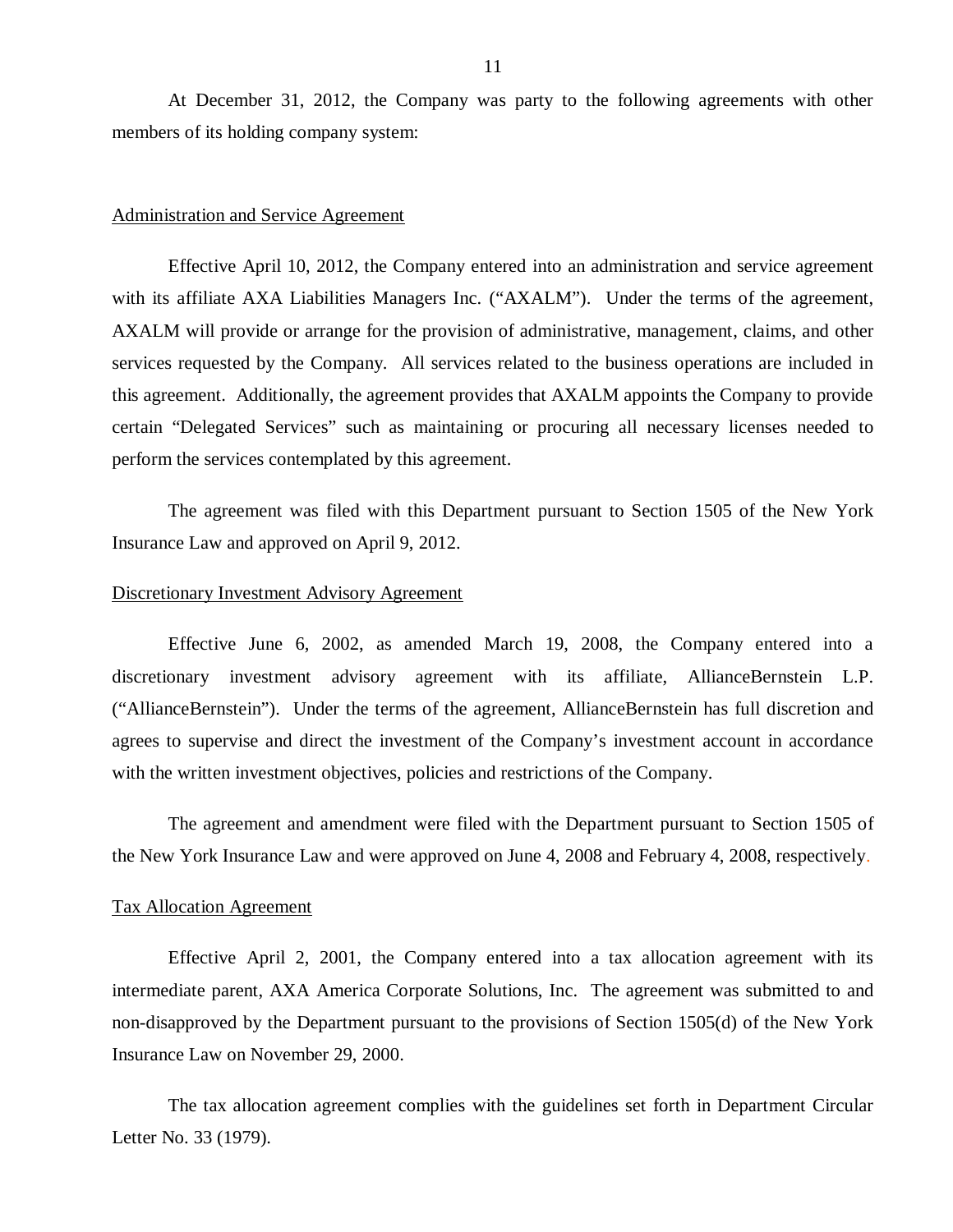At December 31, 2012, the Company was party to the following agreements with other members of its holding company system:

## Administration and Service Agreement

Effective April 10, 2012, the Company entered into an administration and service agreement with its affiliate AXA Liabilities Managers Inc. ("AXALM"). Under the terms of the agreement, AXALM will provide or arrange for the provision of administrative, management, claims, and other services requested by the Company. All services related to the business operations are included in this agreement. Additionally, the agreement provides that AXALM appoints the Company to provide certain "Delegated Services" such as maintaining or procuring all necessary licenses needed to perform the services contemplated by this agreement.

The agreement was filed with this Department pursuant to Section 1505 of the New York Insurance Law and approved on April 9, 2012.

## Discretionary Investment Advisory Agreement

Effective June 6, 2002, as amended March 19, 2008, the Company entered into a discretionary investment advisory agreement with its affiliate, AllianceBernstein L.P. ("AllianceBernstein"). Under the terms of the agreement, AllianceBernstein has full discretion and agrees to supervise and direct the investment of the Company's investment account in accordance with the written investment objectives, policies and restrictions of the Company.

The agreement and amendment were filed with the Department pursuant to Section 1505 of the New York Insurance Law and were approved on June 4, 2008 and February 4, 2008, respectively.

## Tax Allocation Agreement

Effective April 2, 2001, the Company entered into a tax allocation agreement with its intermediate parent, AXA America Corporate Solutions, Inc. The agreement was submitted to and non-disapproved by the Department pursuant to the provisions of Section 1505(d) of the New York Insurance Law on November 29, 2000.

The tax allocation agreement complies with the guidelines set forth in Department Circular Letter No. 33 (1979).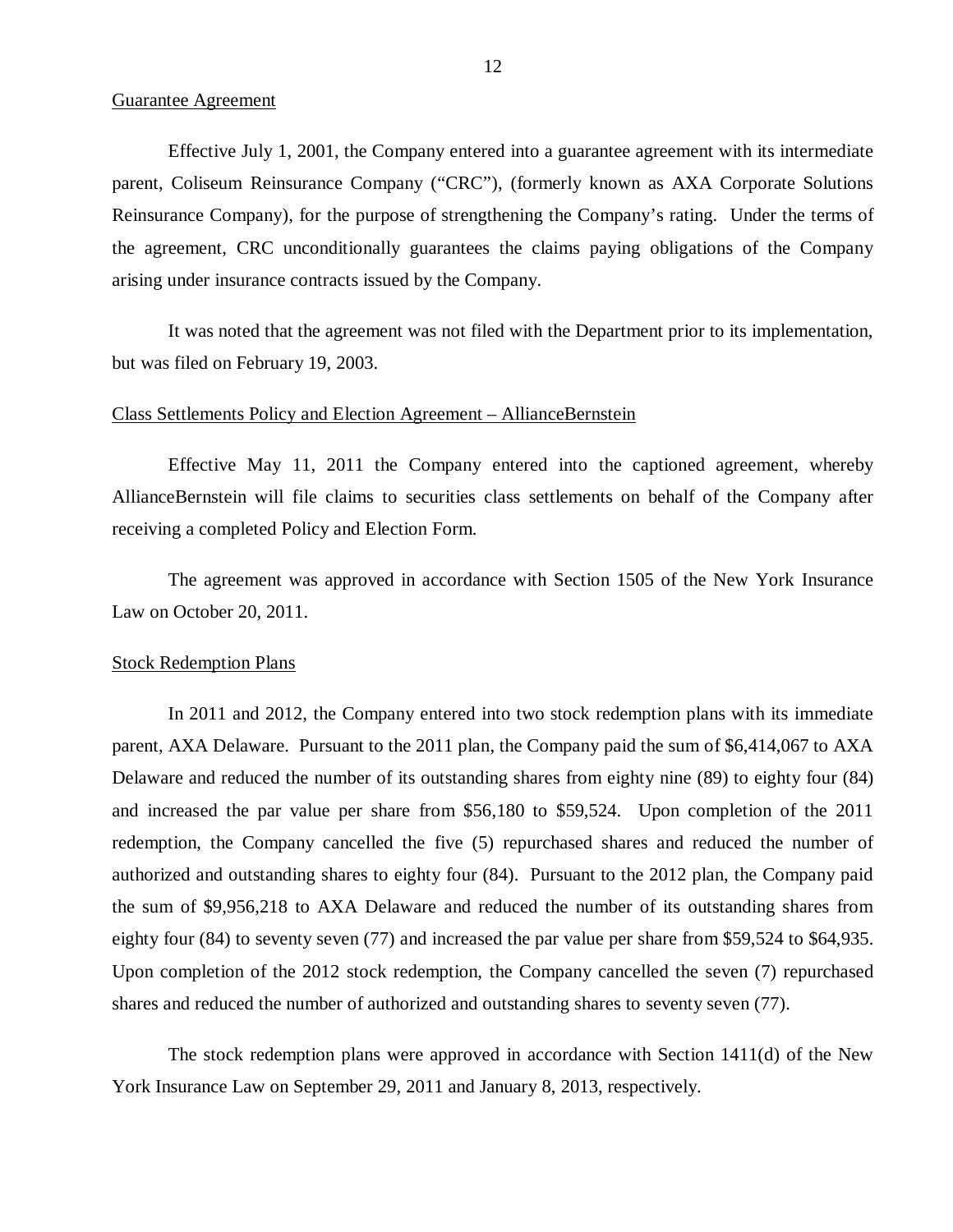Guarantee Agreement

Effective July 1, 2001, the Company entered into a guarantee agreement with its intermediate parent, Coliseum Reinsurance Company ("CRC"), (formerly known as AXA Corporate Solutions Reinsurance Company), for the purpose of strengthening the Company's rating. Under the terms of the agreement, CRC unconditionally guarantees the claims paying obligations of the Company arising under insurance contracts issued by the Company.

It was noted that the agreement was not filed with the Department prior to its implementation, but was filed on February 19, 2003.

Class Settlements Policy and Election Agreement – AllianceBernstein

Effective May 11, 2011 the Company entered into the captioned agreement, whereby AllianceBernstein will file claims to securities class settlements on behalf of the Company after receiving a completed Policy and Election Form.

The agreement was approved in accordance with Section 1505 of the New York Insurance Law on October 20, 2011.

Stock Redemption Plans

In 2011 and 2012, the Company entered into two stock redemption plans with its immediate parent, AXA Delaware. Pursuant to the 2011 plan, the Company paid the sum of $6,414,067 to AXA Delaware and reduced the number of its outstanding shares from eighty nine (89) to eighty four (84) and increased the par value per share from $56,180 to $59,524. Upon completion of the 2011 redemption, the Company cancelled the five (5) repurchased shares and reduced the number of authorized and outstanding shares to eighty four (84). Pursuant to the 2012 plan, the Company paid the sum of $9,956,218 to AXA Delaware and reduced the number of its outstanding shares from eighty four (84) to seventy seven (77) and increased the par value per share from $59,524 to $64,935. Upon completion of the 2012 stock redemption, the Company cancelled the seven (7) repurchased shares and reduced the number of authorized and outstanding shares to seventy seven (77).

The stock redemption plans were approved in accordance with Section 1411(d) of the New York Insurance Law on September 29, 2011 and January 8, 2013, respectively.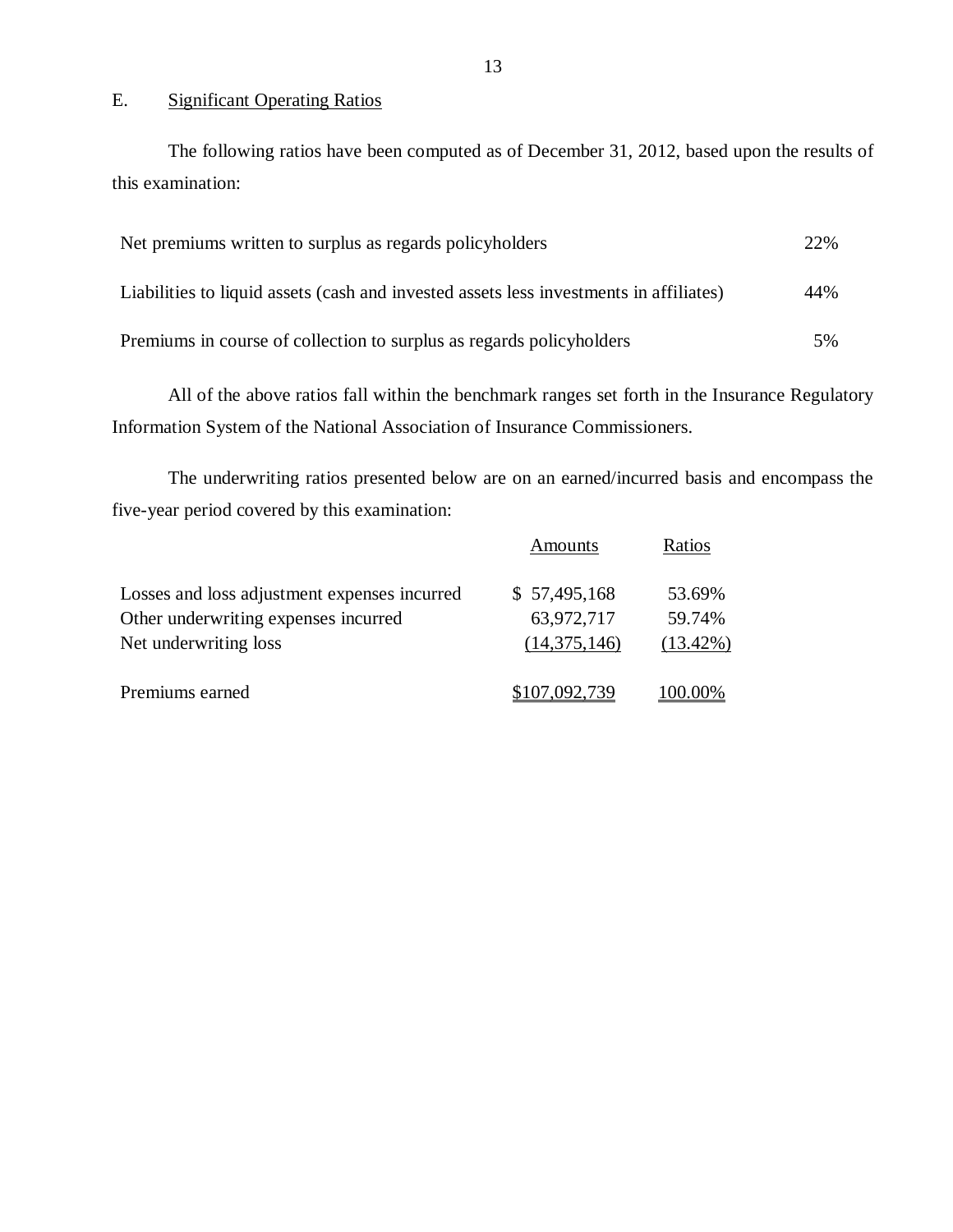## E. Significant Operating Ratios

The following ratios have been computed as of December 31, 2012, based upon the results of this examination:

| | |
|---|---|
| Net premiums written to surplus as regards policyholders | 22% |
| Liabilities to liquid assets (cash and invested assets less investments in affiliates) | 44% |
| Premiums in course of collection to surplus as regards policyholders | 5% |

All of the above ratios fall within the benchmark ranges set forth in the Insurance Regulatory Information System of the National Association of Insurance Commissioners.

The underwriting ratios presented below are on an earned/incurred basis and encompass the five-year period covered by this examination:

| | Amounts | Ratios |
|---|---|---|
| Losses and loss adjustment expenses incurred | $ 57,495,168 | 53.69% |
| Other underwriting expenses incurred | 63,972,717 | 59.74% |
| Net underwriting loss | (14,375,146) | (13.42%) |
| Premiums earned | $107,092,739 | 100.00% |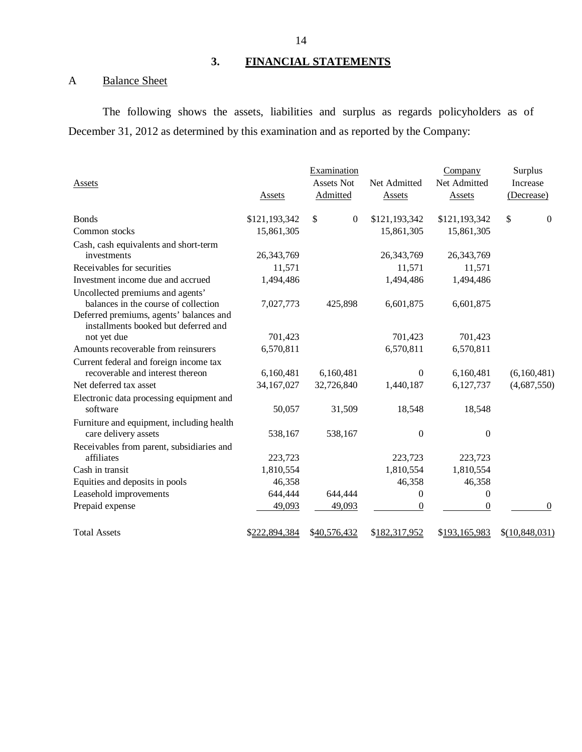## 3. FINANCIAL STATEMENTS

### A Balance Sheet

The following shows the assets, liabilities and surplus as regards policyholders as of December 31, 2012 as determined by this examination and as reported by the Company:

| Assets | Assets | Examination Assets Not Admitted | Net Admitted Assets | Company Net Admitted Assets | Surplus Increase (Decrease) |
|---|---|---|---|---|---|
| Bonds | $121,193,342 | $ 0 | $121,193,342 | $121,193,342 | $ 0 |
| Common stocks | 15,861,305 | | 15,861,305 | 15,861,305 | |
| Cash, cash equivalents and short-term investments | 26,343,769 | | 26,343,769 | 26,343,769 | |
| Receivables for securities | 11,571 | | 11,571 | 11,571 | |
| Investment income due and accrued | 1,494,486 | | 1,494,486 | 1,494,486 | |
| Uncollected premiums and agents' balances in the course of collection | 7,027,773 | 425,898 | 6,601,875 | 6,601,875 | |
| Deferred premiums, agents' balances and installments booked but deferred and not yet due | 701,423 | | 701,423 | 701,423 | |
| Amounts recoverable from reinsurers | 6,570,811 | | 6,570,811 | 6,570,811 | |
| Current federal and foreign income tax recoverable and interest thereon | 6,160,481 | 6,160,481 | 0 | 6,160,481 | (6,160,481) |
| Net deferred tax asset | 34,167,027 | 32,726,840 | 1,440,187 | 6,127,737 | (4,687,550) |
| Electronic data processing equipment and software | 50,057 | 31,509 | 18,548 | 18,548 | |
| Furniture and equipment, including health care delivery assets | 538,167 | 538,167 | 0 | 0 | |
| Receivables from parent, subsidiaries and affiliates | 223,723 | | 223,723 | 223,723 | |
| Cash in transit | 1,810,554 | | 1,810,554 | 1,810,554 | |
| Equities and deposits in pools | 46,358 | | 46,358 | 46,358 | |
| Leasehold improvements | 644,444 | 644,444 | 0 | 0 | |
| Prepaid expense | 49,093 | 49,093 | 0 | 0 | 0 |
| Total Assets | $222,894,384 | $40,576,432 | $182,317,952 | $193,165,983 | $(10,848,031) |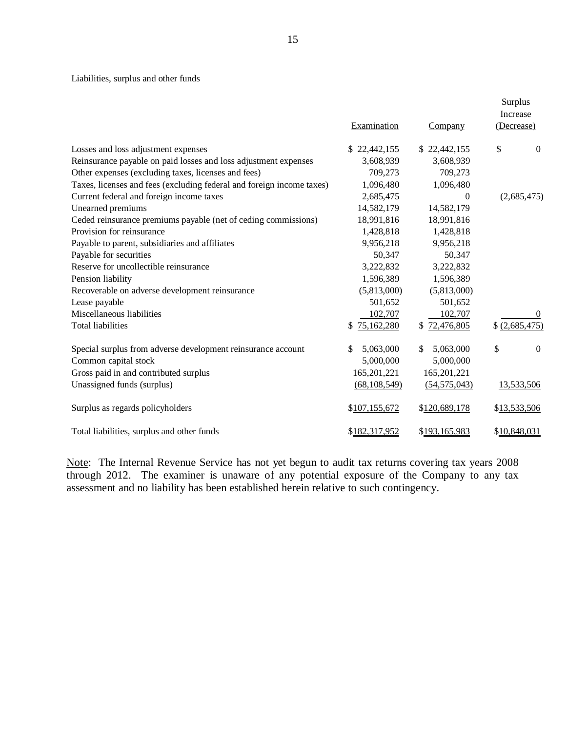Liabilities, surplus and other funds

| | Examination | Company | Surplus Increase (Decrease) |
|---|---|---|---|
| Losses and loss adjustment expenses | $ 22,442,155 | $ 22,442,155 | $ 0 |
| Reinsurance payable on paid losses and loss adjustment expenses | 3,608,939 | 3,608,939 | |
| Other expenses (excluding taxes, licenses and fees) | 709,273 | 709,273 | |
| Taxes, licenses and fees (excluding federal and foreign income taxes) | 1,096,480 | 1,096,480 | |
| Current federal and foreign income taxes | 2,685,475 | 0 | (2,685,475) |
| Unearned premiums | 14,582,179 | 14,582,179 | |
| Ceded reinsurance premiums payable (net of ceding commissions) | 18,991,816 | 18,991,816 | |
| Provision for reinsurance | 1,428,818 | 1,428,818 | |
| Payable to parent, subsidiaries and affiliates | 9,956,218 | 9,956,218 | |
| Payable for securities | 50,347 | 50,347 | |
| Reserve for uncollectible reinsurance | 3,222,832 | 3,222,832 | |
| Pension liability | 1,596,389 | 1,596,389 | |
| Recoverable on adverse development reinsurance | (5,813,000) | (5,813,000) | |
| Lease payable | 501,652 | 501,652 | |
| Miscellaneous liabilities | 102,707 | 102,707 | 0 |
| Total liabilities | $ 75,162,280 | $ 72,476,805 | $ (2,685,475) |
| | | | |
| Special surplus from adverse development reinsurance account | $ 5,063,000 | $ 5,063,000 | $ 0 |
| Common capital stock | 5,000,000 | 5,000,000 | |
| Gross paid in and contributed surplus | 165,201,221 | 165,201,221 | |
| Unassigned funds (surplus) | (68,108,549) | (54,575,043) | 13,533,506 |
| | | | |
| Surplus as regards policyholders | $107,155,672 | $120,689,178 | $13,533,506 |
| | | | |
| Total liabilities, surplus and other funds | $182,317,952 | $193,165,983 | $10,848,031 |

Note: The Internal Revenue Service has not yet begun to audit tax returns covering tax years 2008 through 2012. The examiner is unaware of any potential exposure of the Company to any tax assessment and no liability has been established herein relative to such contingency.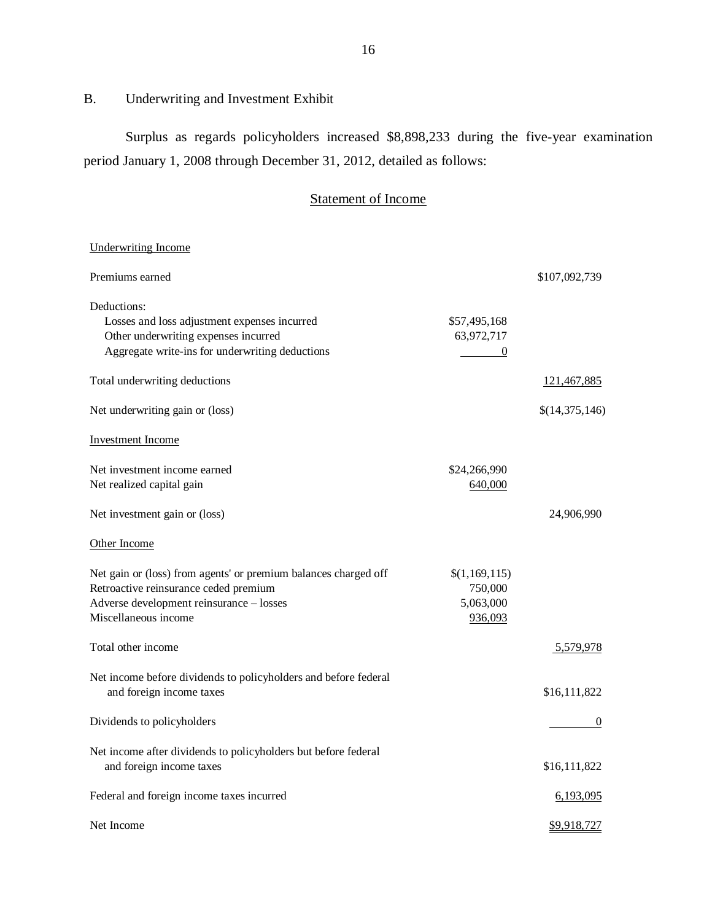## B. Underwriting and Investment Exhibit

Surplus as regards policyholders increased $8,898,233 during the five-year examination period January 1, 2008 through December 31, 2012, detailed as follows:

### Statement of Income

| | | |
|---|---|---|
| Underwriting Income | | |
| Premiums earned | | $107,092,739 |
| Deductions: | | |
| Losses and loss adjustment expenses incurred | $57,495,168 | |
| Other underwriting expenses incurred | 63,972,717 | |
| Aggregate write-ins for underwriting deductions | 0 | |
| Total underwriting deductions | | 121,467,885 |
| Net underwriting gain or (loss) | | $(14,375,146) |
| Investment Income | | |
| Net investment income earned | $24,266,990 | |
| Net realized capital gain | 640,000 | |
| Net investment gain or (loss) | | 24,906,990 |
| Other Income | | |
| Net gain or (loss) from agents' or premium balances charged off | $(1,169,115) | |
| Retroactive reinsurance ceded premium | 750,000 | |
| Adverse development reinsurance – losses | 5,063,000 | |
| Miscellaneous income | 936,093 | |
| Total other income | | 5,579,978 |
| Net income before dividends to policyholders and before federal and foreign income taxes | | $16,111,822 |
| Dividends to policyholders | | 0 |
| Net income after dividends to policyholders but before federal and foreign income taxes | | $16,111,822 |
| Federal and foreign income taxes incurred | | 6,193,095 |
| Net Income | | $9,918,727 |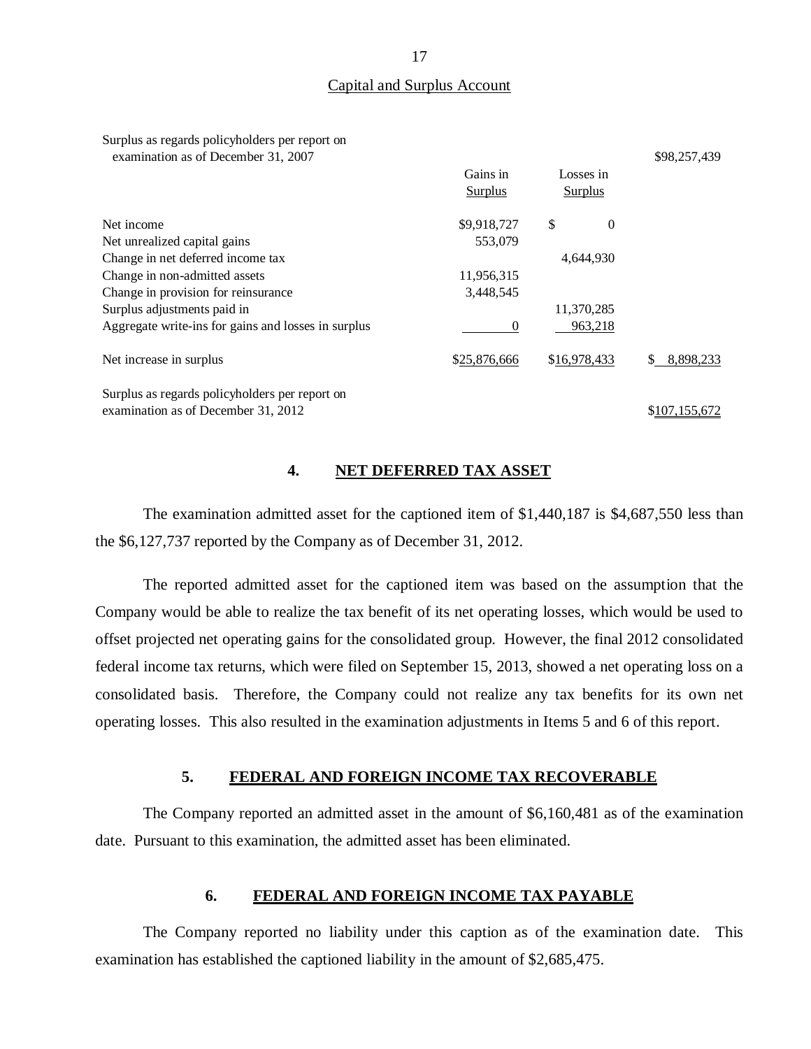Capital and Surplus Account

| | Gains in Surplus | Losses in Surplus | |
|---|---|---|---|
| Surplus as regards policyholders per report on examination as of December 31, 2007 | | | $98,257,439 |
| Net income | $9,918,727 | $ 0 | |
| Net unrealized capital gains | 553,079 | | |
| Change in net deferred income tax | | 4,644,930 | |
| Change in non-admitted assets | 11,956,315 | | |
| Change in provision for reinsurance | 3,448,545 | | |
| Surplus adjustments paid in | | 11,370,285 | |
| Aggregate write-ins for gains and losses in surplus | 0 | 963,218 | |
| Net increase in surplus | $25,876,666 | $16,978,433 | $ 8,898,233 |
| Surplus as regards policyholders per report on examination as of December 31, 2012 | | | $107,155,672 |

## 4. NET DEFERRED TAX ASSET

The examination admitted asset for the captioned item of $1,440,187 is $4,687,550 less than the $6,127,737 reported by the Company as of December 31, 2012.

The reported admitted asset for the captioned item was based on the assumption that the Company would be able to realize the tax benefit of its net operating losses, which would be used to offset projected net operating gains for the consolidated group. However, the final 2012 consolidated federal income tax returns, which were filed on September 15, 2013, showed a net operating loss on a consolidated basis. Therefore, the Company could not realize any tax benefits for its own net operating losses. This also resulted in the examination adjustments in Items 5 and 6 of this report.

## 5. FEDERAL AND FOREIGN INCOME TAX RECOVERABLE

The Company reported an admitted asset in the amount of $6,160,481 as of the examination date. Pursuant to this examination, the admitted asset has been eliminated.

## 6. FEDERAL AND FOREIGN INCOME TAX PAYABLE

The Company reported no liability under this caption as of the examination date. This examination has established the captioned liability in the amount of $2,685,475.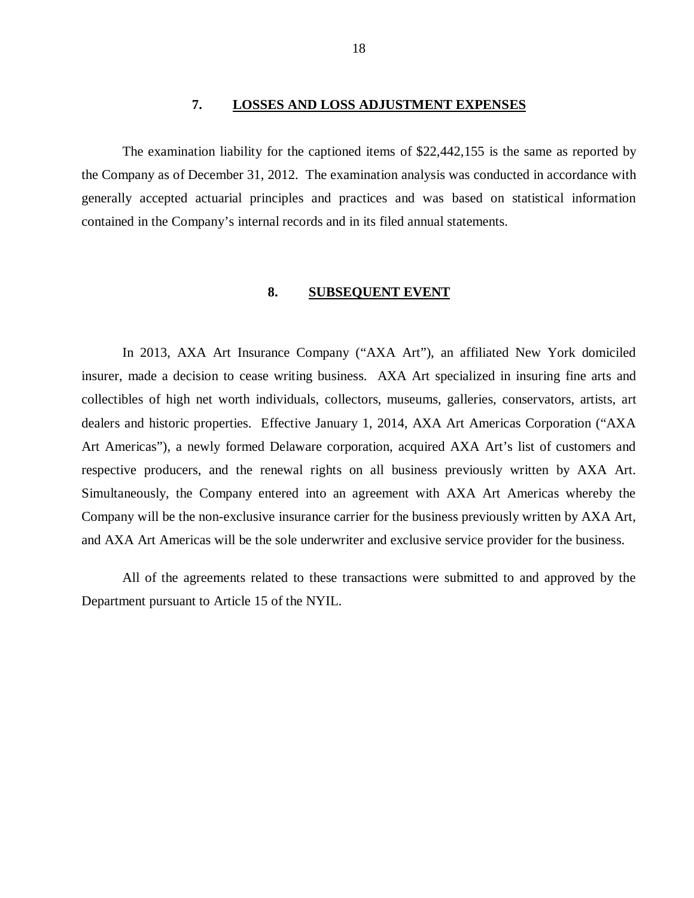## 7. LOSSES AND LOSS ADJUSTMENT EXPENSES

The examination liability for the captioned items of $22,442,155 is the same as reported by the Company as of December 31, 2012. The examination analysis was conducted in accordance with generally accepted actuarial principles and practices and was based on statistical information contained in the Company's internal records and in its filed annual statements.

## 8. SUBSEQUENT EVENT

In 2013, AXA Art Insurance Company ("AXA Art"), an affiliated New York domiciled insurer, made a decision to cease writing business. AXA Art specialized in insuring fine arts and collectibles of high net worth individuals, collectors, museums, galleries, conservators, artists, art dealers and historic properties. Effective January 1, 2014, AXA Art Americas Corporation ("AXA Art Americas"), a newly formed Delaware corporation, acquired AXA Art's list of customers and respective producers, and the renewal rights on all business previously written by AXA Art. Simultaneously, the Company entered into an agreement with AXA Art Americas whereby the Company will be the non-exclusive insurance carrier for the business previously written by AXA Art, and AXA Art Americas will be the sole underwriter and exclusive service provider for the business.

All of the agreements related to these transactions were submitted to and approved by the Department pursuant to Article 15 of the NYIL.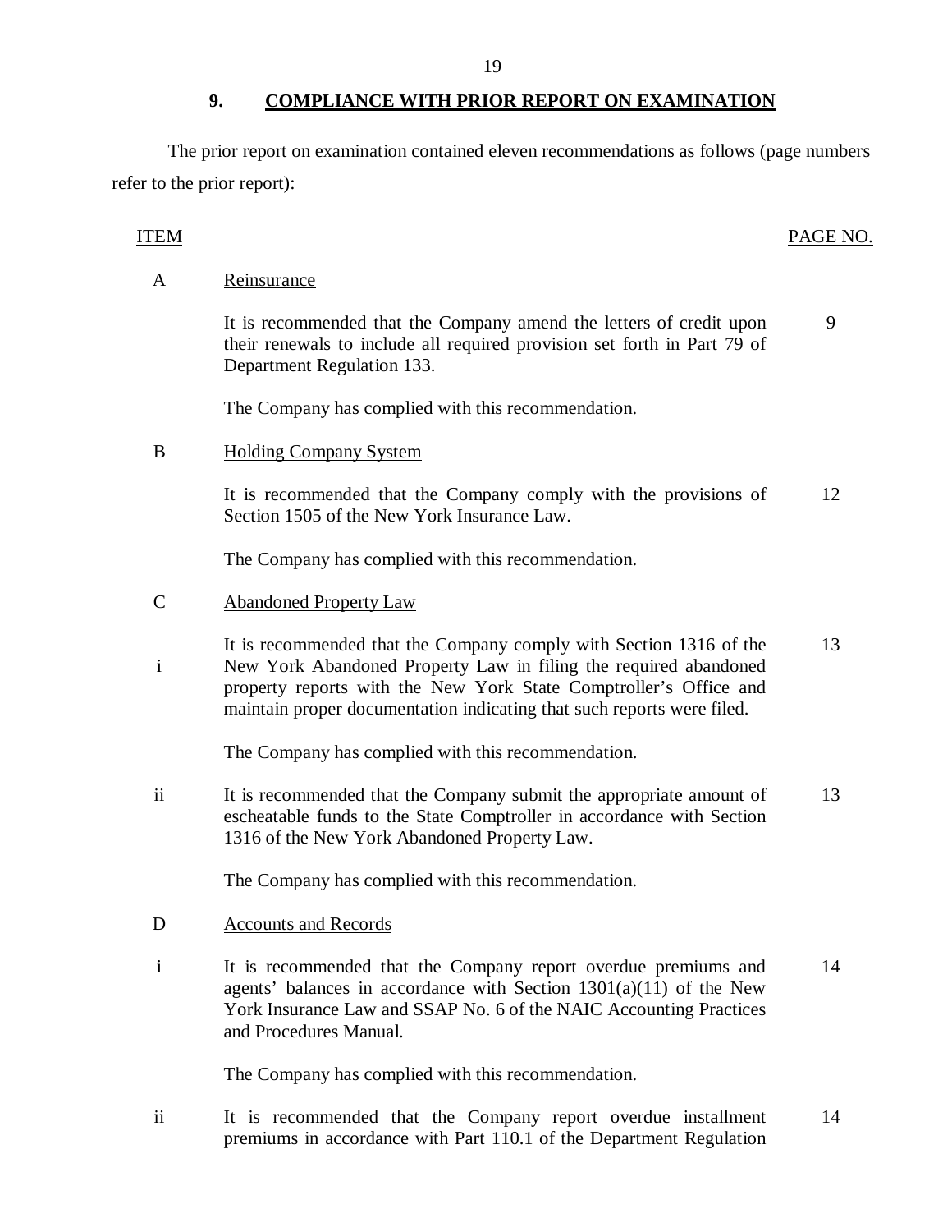## 9. COMPLIANCE WITH PRIOR REPORT ON EXAMINATION

The prior report on examination contained eleven recommendations as follows (page numbers refer to the prior report):

| ITEM | | PAGE NO. |
|---|---|---|
| A | Reinsurance | |
| | It is recommended that the Company amend the letters of credit upon their renewals to include all required provision set forth in Part 79 of Department Regulation 133. | 9 |
| | The Company has complied with this recommendation. | |
| B | Holding Company System | |
| | It is recommended that the Company comply with the provisions of Section 1505 of the New York Insurance Law. | 12 |
| | The Company has complied with this recommendation. | |
| C | Abandoned Property Law | |
| i | It is recommended that the Company comply with Section 1316 of the New York Abandoned Property Law in filing the required abandoned property reports with the New York State Comptroller's Office and maintain proper documentation indicating that such reports were filed. | 13 |
| | The Company has complied with this recommendation. | |
| ii | It is recommended that the Company submit the appropriate amount of escheatable funds to the State Comptroller in accordance with Section 1316 of the New York Abandoned Property Law. | 13 |
| | The Company has complied with this recommendation. | |
| D | Accounts and Records | |
| i | It is recommended that the Company report overdue premiums and agents' balances in accordance with Section 1301(a)(11) of the New York Insurance Law and SSAP No. 6 of the NAIC Accounting Practices and Procedures Manual. | 14 |
| | The Company has complied with this recommendation. | |
| ii | It is recommended that the Company report overdue installment premiums in accordance with Part 110.1 of the Department Regulation | 14 |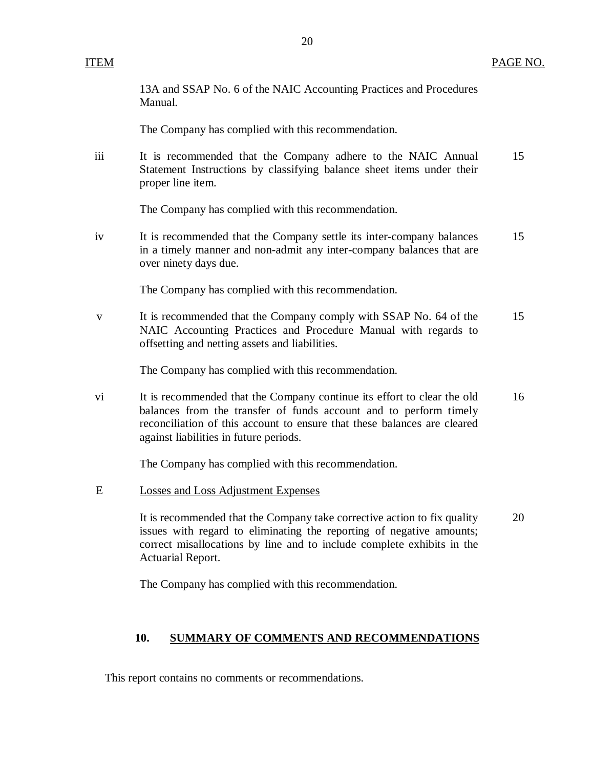| ITEM | | PAGE NO. |
|---|---|---|
| | 13A and SSAP No. 6 of the NAIC Accounting Practices and Procedures Manual. | |
| | The Company has complied with this recommendation. | |
| iii | It is recommended that the Company adhere to the NAIC Annual Statement Instructions by classifying balance sheet items under their proper line item. | 15 |
| | The Company has complied with this recommendation. | |
| iv | It is recommended that the Company settle its inter-company balances in a timely manner and non-admit any inter-company balances that are over ninety days due. | 15 |
| | The Company has complied with this recommendation. | |
| v | It is recommended that the Company comply with SSAP No. 64 of the NAIC Accounting Practices and Procedure Manual with regards to offsetting and netting assets and liabilities. | 15 |
| | The Company has complied with this recommendation. | |
| vi | It is recommended that the Company continue its effort to clear the old balances from the transfer of funds account and to perform timely reconciliation of this account to ensure that these balances are cleared against liabilities in future periods. | 16 |
| | The Company has complied with this recommendation. | |
| E | Losses and Loss Adjustment Expenses | |
| | It is recommended that the Company take corrective action to fix quality issues with regard to eliminating the reporting of negative amounts; correct misallocations by line and to include complete exhibits in the Actuarial Report. | 20 |
| | The Company has complied with this recommendation. | |

## 10. SUMMARY OF COMMENTS AND RECOMMENDATIONS

This report contains no comments or recommendations.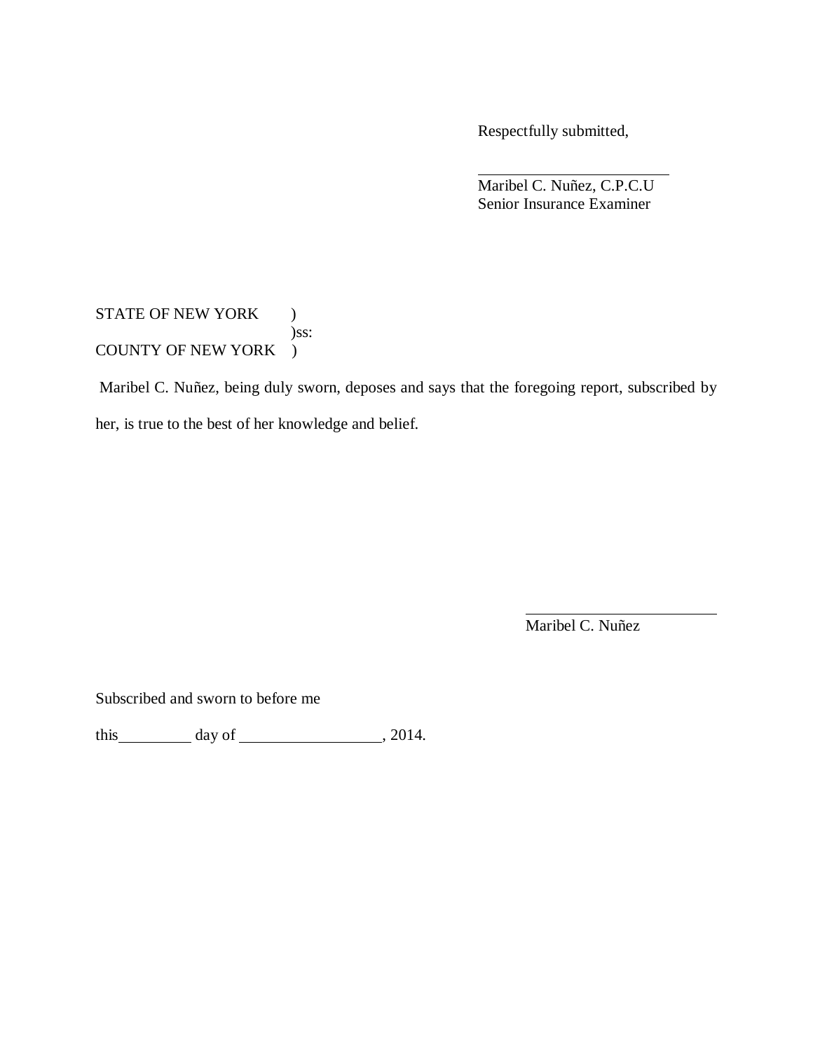Respectfully submitted,

\_\_\_\_\_\_\_\_\_\_\_\_\_\_\_\_\_\_\_\_\_\_\_\_
Maribel C. Nuñez, C.P.C.U
Senior Insurance Examiner

STATE OF NEW YORK )
)ss:
COUNTY OF NEW YORK )

Maribel C. Nuñez, being duly sworn, deposes and says that the foregoing report, subscribed by her, is true to the best of her knowledge and belief.

\_\_\_\_\_\_\_\_\_\_\_\_\_\_\_\_\_\_\_\_\_\_\_\_
Maribel C. Nuñez

Subscribed and sworn to before me

this\_\_\_\_\_\_\_\_\_ day of \_\_\_\_\_\_\_\_\_\_\_\_\_\_\_\_\_, 2014.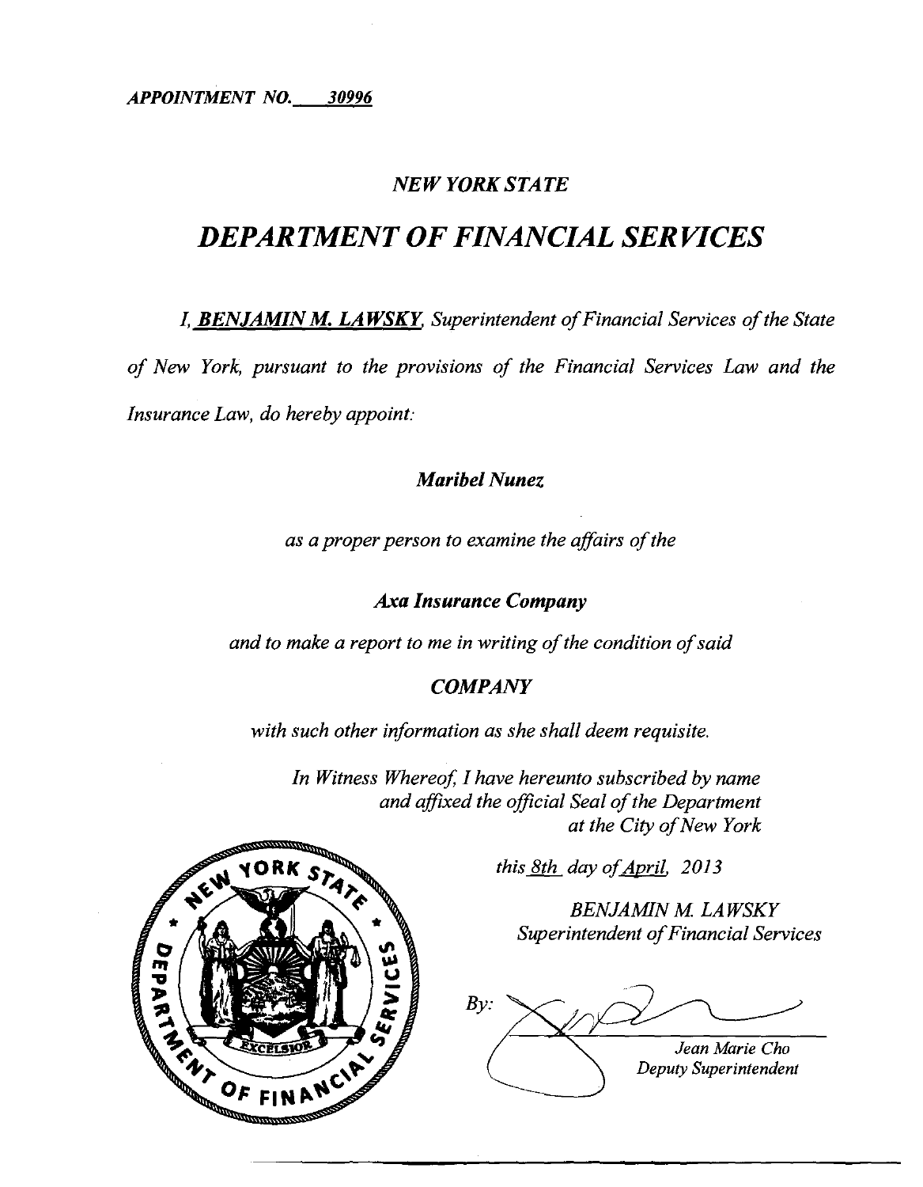*APPOINTMENT NO. 30996*

*NEW YORK STATE*

# *DEPARTMENT OF FINANCIAL SERVICES*

*I, **BENJAMIN M. LAWSKY**, Superintendent of Financial Services of the State of New York, pursuant to the provisions of the Financial Services Law and the Insurance Law, do hereby appoint:*

***Maribel Nunez***

*as a proper person to examine the affairs of the*

***Axa Insurance Company***

*and to make a report to me in writing of the condition of said*

***COMPANY***

*with such other information as she shall deem requisite.*

*In Witness Whereof, I have hereunto subscribed by name and affixed the official Seal of the Department at the City of New York*

*this 8th day of April, 2013*

*BENJAMIN M. LAWSKY*
*Superintendent of Financial Services*

By:

*Jean Marie Cho*
*Deputy Superintendent*